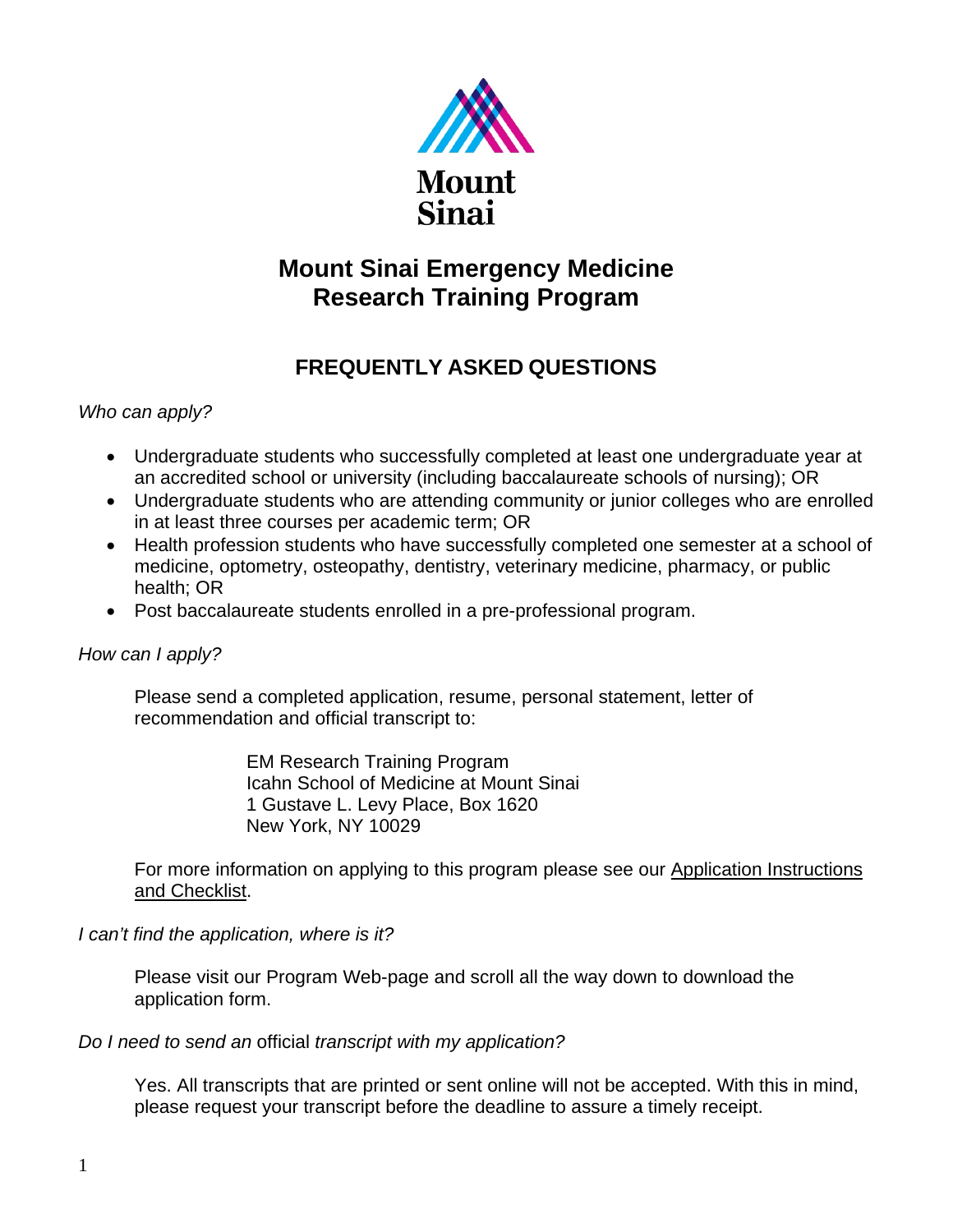Mount Sinai

# Mount Sinai Emergency Medicine Research Training Program

## FREQUENTLY ASKED QUESTIONS

*Who can apply?*

- Undergraduate students who successfully completed at least one undergraduate year at an accredited school or university (including baccalaureate schools of nursing); OR
- Undergraduate students who are attending community or junior colleges who are enrolled in at least three courses per academic term; OR
- Health profession students who have successfully completed one semester at a school of medicine, optometry, osteopathy, dentistry, veterinary medicine, pharmacy, or public health; OR
- Post baccalaureate students enrolled in a pre-professional program.

*How can I apply?*

Please send a completed application, resume, personal statement, letter of recommendation and official transcript to:

EM Research Training Program
Icahn School of Medicine at Mount Sinai
1 Gustave L. Levy Place, Box 1620
New York, NY 10029

For more information on applying to this program please see our Application Instructions and Checklist.

*I can't find the application, where is it?*

Please visit our Program Web-page and scroll all the way down to download the application form.

*Do I need to send an* official *transcript with my application?*

Yes. All transcripts that are printed or sent online will not be accepted. With this in mind, please request your transcript before the deadline to assure a timely receipt.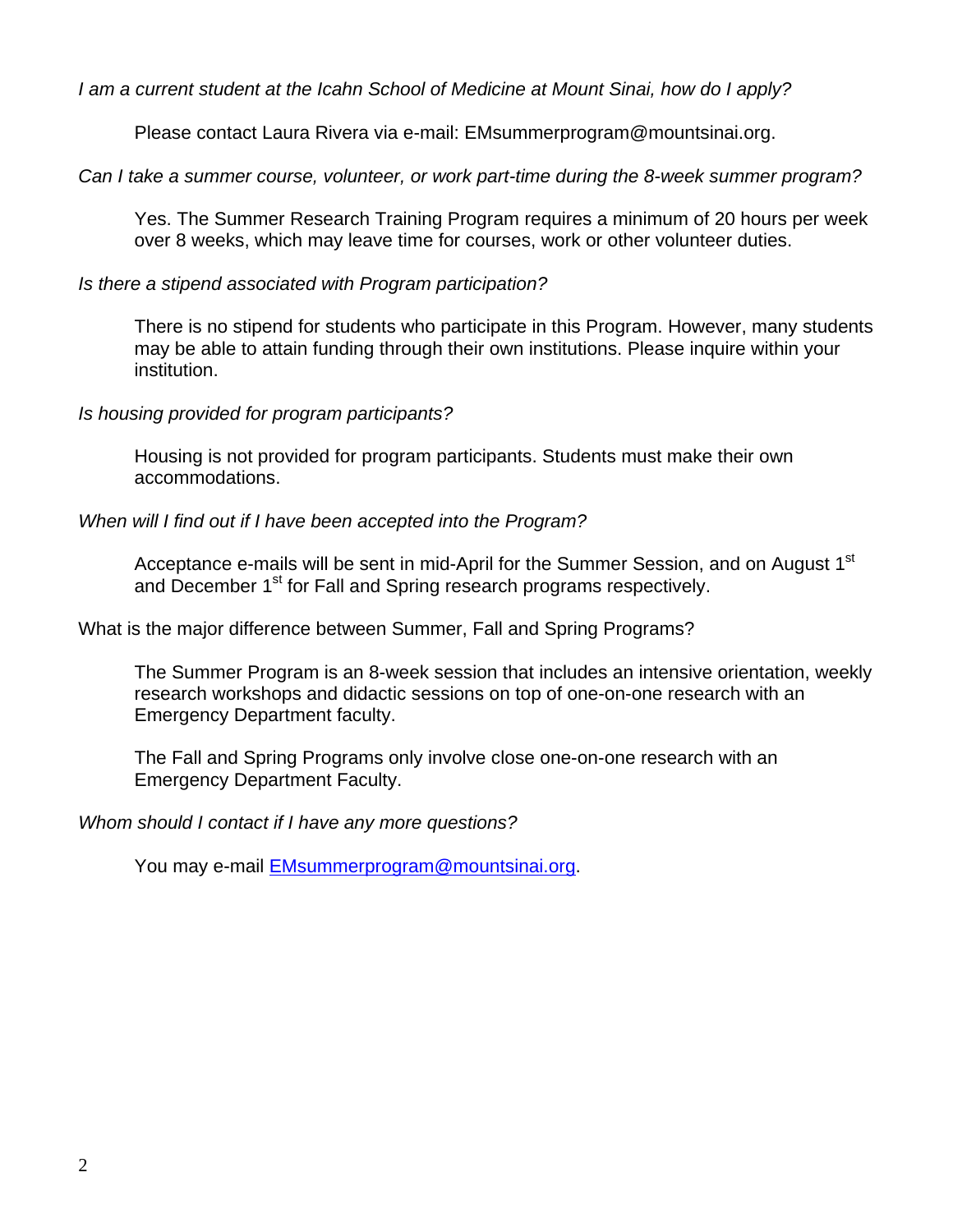*I am a current student at the Icahn School of Medicine at Mount Sinai, how do I apply?*

Please contact Laura Rivera via e-mail: EMsummerprogram@mountsinai.org.

*Can I take a summer course, volunteer, or work part-time during the 8-week summer program?*

Yes. The Summer Research Training Program requires a minimum of 20 hours per week over 8 weeks, which may leave time for courses, work or other volunteer duties.

*Is there a stipend associated with Program participation?*

There is no stipend for students who participate in this Program. However, many students may be able to attain funding through their own institutions. Please inquire within your institution.

*Is housing provided for program participants?*

Housing is not provided for program participants. Students must make their own accommodations.

*When will I find out if I have been accepted into the Program?*

Acceptance e-mails will be sent in mid-April for the Summer Session, and on August 1st and December 1st for Fall and Spring research programs respectively.

What is the major difference between Summer, Fall and Spring Programs?

The Summer Program is an 8-week session that includes an intensive orientation, weekly research workshops and didactic sessions on top of one-on-one research with an Emergency Department faculty.

The Fall and Spring Programs only involve close one-on-one research with an Emergency Department Faculty.

*Whom should I contact if I have any more questions?*

You may e-mail EMsummerprogram@mountsinai.org.